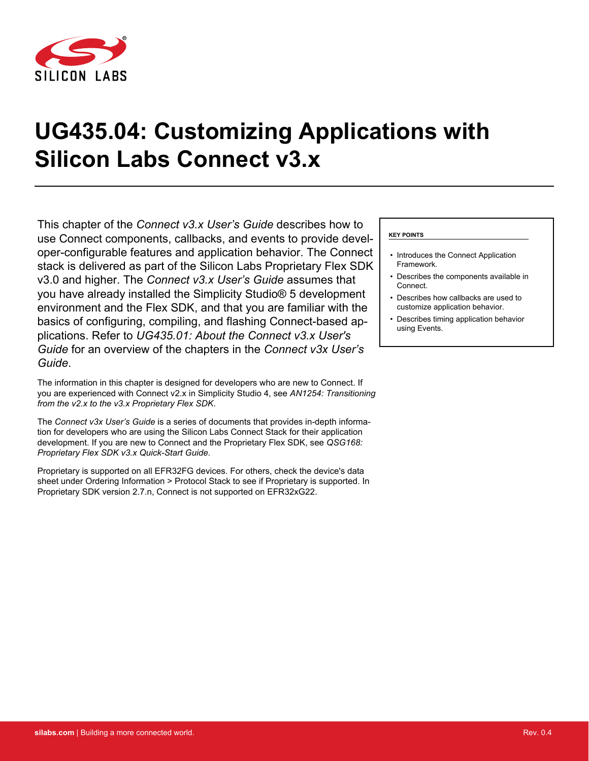# UG435.04: Customizing Applications with Silicon Labs Connect v3.x

This chapter of the *Connect v3.x User's Guide* describes how to use Connect components, callbacks, and events to provide developer-configurable features and application behavior. The Connect stack is delivered as part of the Silicon Labs Proprietary Flex SDK v3.0 and higher. The *Connect v3.x User's Guide* assumes that you have already installed the Simplicity Studio® 5 development environment and the Flex SDK, and that you are familiar with the basics of configuring, compiling, and flashing Connect-based applications. Refer to *UG435.01: About the Connect v3.x User's Guide* for an overview of the chapters in the *Connect v3x User's Guide*.

The information in this chapter is designed for developers who are new to Connect. If you are experienced with Connect v2.x in Simplicity Studio 4, see *AN1254: Transitioning from the v2.x to the v3.x Proprietary Flex SDK*.

The *Connect v3x User's Guide* is a series of documents that provides in-depth information for developers who are using the Silicon Labs Connect Stack for their application development. If you are new to Connect and the Proprietary Flex SDK, see *QSG168: Proprietary Flex SDK v3.x Quick-Start Guide*.

Proprietary is supported on all EFR32FG devices. For others, check the device's data sheet under Ordering Information > Protocol Stack to see if Proprietary is supported. In Proprietary SDK version 2.7.n, Connect is not supported on EFR32xG22.

**KEY POINTS**

- Introduces the Connect Application Framework.
- Describes the components available in Connect.
- Describes how callbacks are used to customize application behavior.
- Describes timing application behavior using Events.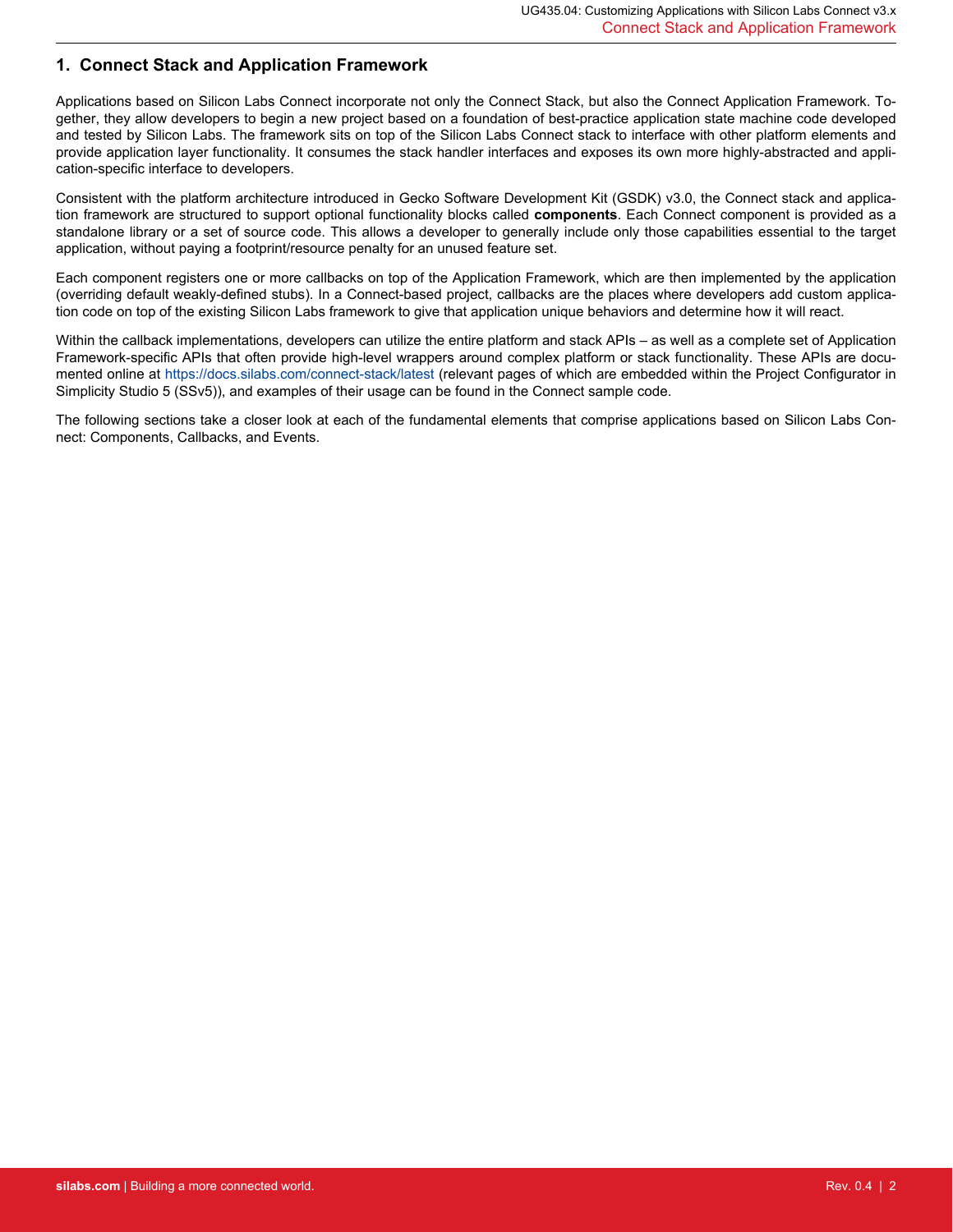# 1. Connect Stack and Application Framework

Applications based on Silicon Labs Connect incorporate not only the Connect Stack, but also the Connect Application Framework. Together, they allow developers to begin a new project based on a foundation of best-practice application state machine code developed and tested by Silicon Labs. The framework sits on top of the Silicon Labs Connect stack to interface with other platform elements and provide application layer functionality. It consumes the stack handler interfaces and exposes its own more highly-abstracted and application-specific interface to developers.

Consistent with the platform architecture introduced in Gecko Software Development Kit (GSDK) v3.0, the Connect stack and application framework are structured to support optional functionality blocks called **components**. Each Connect component is provided as a standalone library or a set of source code. This allows a developer to generally include only those capabilities essential to the target application, without paying a footprint/resource penalty for an unused feature set.

Each component registers one or more callbacks on top of the Application Framework, which are then implemented by the application (overriding default weakly-defined stubs). In a Connect-based project, callbacks are the places where developers add custom application code on top of the existing Silicon Labs framework to give that application unique behaviors and determine how it will react.

Within the callback implementations, developers can utilize the entire platform and stack APIs – as well as a complete set of Application Framework-specific APIs that often provide high-level wrappers around complex platform or stack functionality. These APIs are documented online at https://docs.silabs.com/connect-stack/latest (relevant pages of which are embedded within the Project Configurator in Simplicity Studio 5 (SSv5)), and examples of their usage can be found in the Connect sample code.

The following sections take a closer look at each of the fundamental elements that comprise applications based on Silicon Labs Connect: Components, Callbacks, and Events.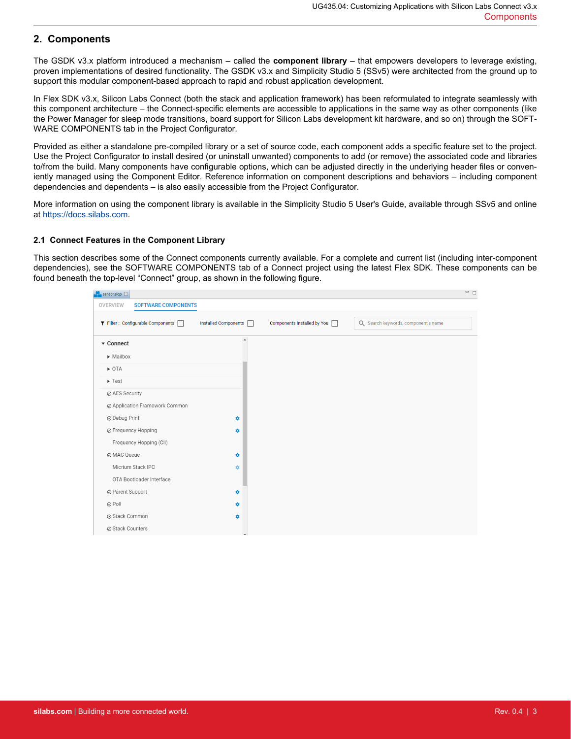## 2. Components

The GSDK v3.x platform introduced a mechanism – called the **component library** – that empowers developers to leverage existing, proven implementations of desired functionality. The GSDK v3.x and Simplicity Studio 5 (SSv5) were architected from the ground up to support this modular component-based approach to rapid and robust application development.

In Flex SDK v3.x, Silicon Labs Connect (both the stack and application framework) has been reformulated to integrate seamlessly with this component architecture – the Connect-specific elements are accessible to applications in the same way as other components (like the Power Manager for sleep mode transitions, board support for Silicon Labs development kit hardware, and so on) through the SOFTWARE COMPONENTS tab in the Project Configurator.

Provided as either a standalone pre-compiled library or a set of source code, each component adds a specific feature set to the project. Use the Project Configurator to install desired (or uninstall unwanted) components to add (or remove) the associated code and libraries to/from the build. Many components have configurable options, which can be adjusted directly in the underlying header files or conveniently managed using the Component Editor. Reference information on component descriptions and behaviors – including component dependencies and dependents – is also easily accessible from the Project Configurator.

More information on using the component library is available in the Simplicity Studio 5 User's Guide, available through SSv5 and online at https://docs.silabs.com.

### 2.1 Connect Features in the Component Library

This section describes some of the Connect components currently available. For a complete and current list (including inter-component dependencies), see the SOFTWARE COMPONENTS tab of a Connect project using the latest Flex SDK. These components can be found beneath the top-level “Connect” group, as shown in the following figure.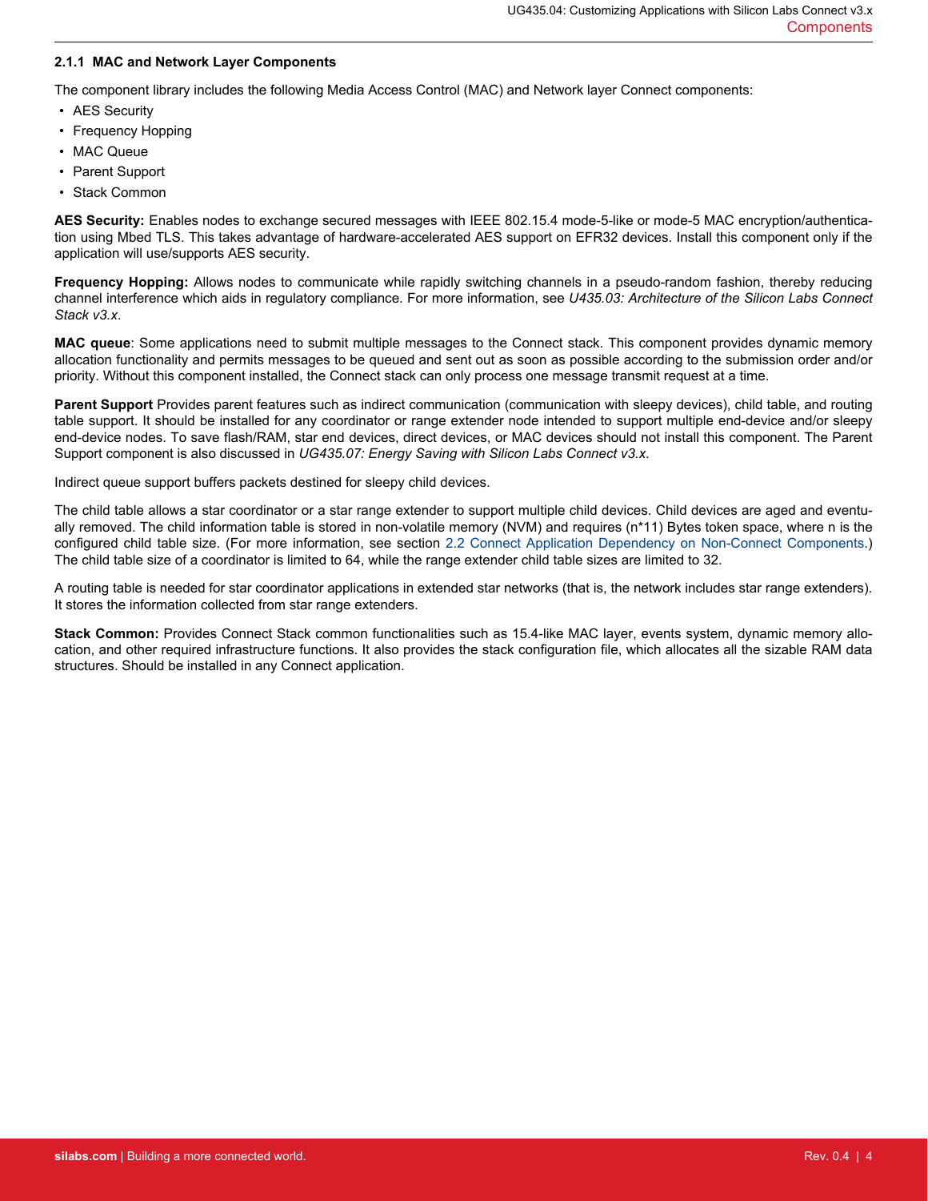### 2.1.1 MAC and Network Layer Components

The component library includes the following Media Access Control (MAC) and Network layer Connect components:

- AES Security
- Frequency Hopping
- MAC Queue
- Parent Support
- Stack Common

**AES Security:** Enables nodes to exchange secured messages with IEEE 802.15.4 mode-5-like or mode-5 MAC encryption/authentication using Mbed TLS. This takes advantage of hardware-accelerated AES support on EFR32 devices. Install this component only if the application will use/supports AES security.

**Frequency Hopping:** Allows nodes to communicate while rapidly switching channels in a pseudo-random fashion, thereby reducing channel interference which aids in regulatory compliance. For more information, see *U435.03: Architecture of the Silicon Labs Connect Stack v3.x*.

**MAC queue**: Some applications need to submit multiple messages to the Connect stack. This component provides dynamic memory allocation functionality and permits messages to be queued and sent out as soon as possible according to the submission order and/or priority. Without this component installed, the Connect stack can only process one message transmit request at a time.

**Parent Support** Provides parent features such as indirect communication (communication with sleepy devices), child table, and routing table support. It should be installed for any coordinator or range extender node intended to support multiple end-device and/or sleepy end-device nodes. To save flash/RAM, star end devices, direct devices, or MAC devices should not install this component. The Parent Support component is also discussed in *UG435.07: Energy Saving with Silicon Labs Connect v3.x*.

Indirect queue support buffers packets destined for sleepy child devices.

The child table allows a star coordinator or a star range extender to support multiple child devices. Child devices are aged and eventually removed. The child information table is stored in non-volatile memory (NVM) and requires (n*11) Bytes token space, where n is the configured child table size. (For more information, see section 2.2 Connect Application Dependency on Non-Connect Components.) The child table size of a coordinator is limited to 64, while the range extender child table sizes are limited to 32.

A routing table is needed for star coordinator applications in extended star networks (that is, the network includes star range extenders). It stores the information collected from star range extenders.

**Stack Common:** Provides Connect Stack common functionalities such as 15.4-like MAC layer, events system, dynamic memory allocation, and other required infrastructure functions. It also provides the stack configuration file, which allocates all the sizable RAM data structures. Should be installed in any Connect application.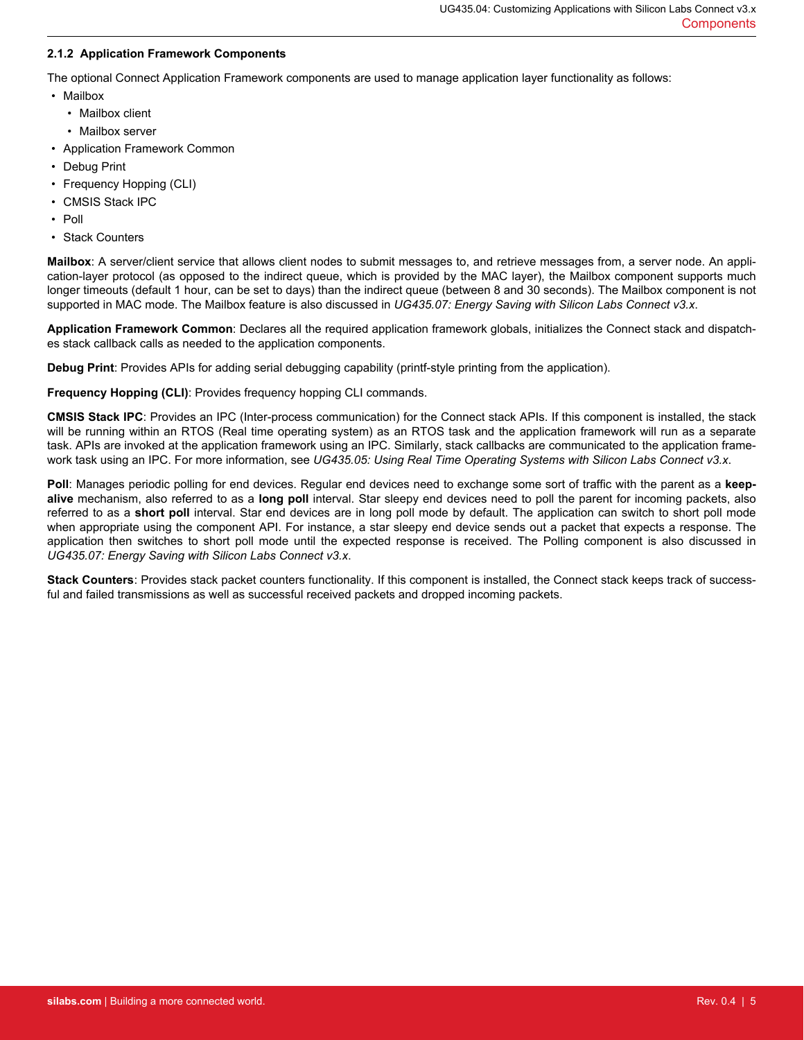### 2.1.2 Application Framework Components

The optional Connect Application Framework components are used to manage application layer functionality as follows:

- Mailbox
  - Mailbox client
  - Mailbox server
- Application Framework Common
- Debug Print
- Frequency Hopping (CLI)
- CMSIS Stack IPC
- Poll
- Stack Counters

**Mailbox**: A server/client service that allows client nodes to submit messages to, and retrieve messages from, a server node. An application-layer protocol (as opposed to the indirect queue, which is provided by the MAC layer), the Mailbox component supports much longer timeouts (default 1 hour, can be set to days) than the indirect queue (between 8 and 30 seconds). The Mailbox component is not supported in MAC mode. The Mailbox feature is also discussed in *UG435.07: Energy Saving with Silicon Labs Connect v3.x*.

**Application Framework Common**: Declares all the required application framework globals, initializes the Connect stack and dispatches stack callback calls as needed to the application components.

**Debug Print**: Provides APIs for adding serial debugging capability (printf-style printing from the application).

**Frequency Hopping (CLI)**: Provides frequency hopping CLI commands.

**CMSIS Stack IPC**: Provides an IPC (Inter-process communication) for the Connect stack APIs. If this component is installed, the stack will be running within an RTOS (Real time operating system) as an RTOS task and the application framework will run as a separate task. APIs are invoked at the application framework using an IPC. Similarly, stack callbacks are communicated to the application framework task using an IPC. For more information, see *UG435.05: Using Real Time Operating Systems with Silicon Labs Connect v3.x*.

**Poll**: Manages periodic polling for end devices. Regular end devices need to exchange some sort of traffic with the parent as a **keep-alive** mechanism, also referred to as a **long poll** interval. Star sleepy end devices need to poll the parent for incoming packets, also referred to as a **short poll** interval. Star end devices are in long poll mode by default. The application can switch to short poll mode when appropriate using the component API. For instance, a star sleepy end device sends out a packet that expects a response. The application then switches to short poll mode until the expected response is received. The Polling component is also discussed in *UG435.07: Energy Saving with Silicon Labs Connect v3.x*.

**Stack Counters**: Provides stack packet counters functionality. If this component is installed, the Connect stack keeps track of successful and failed transmissions as well as successful received packets and dropped incoming packets.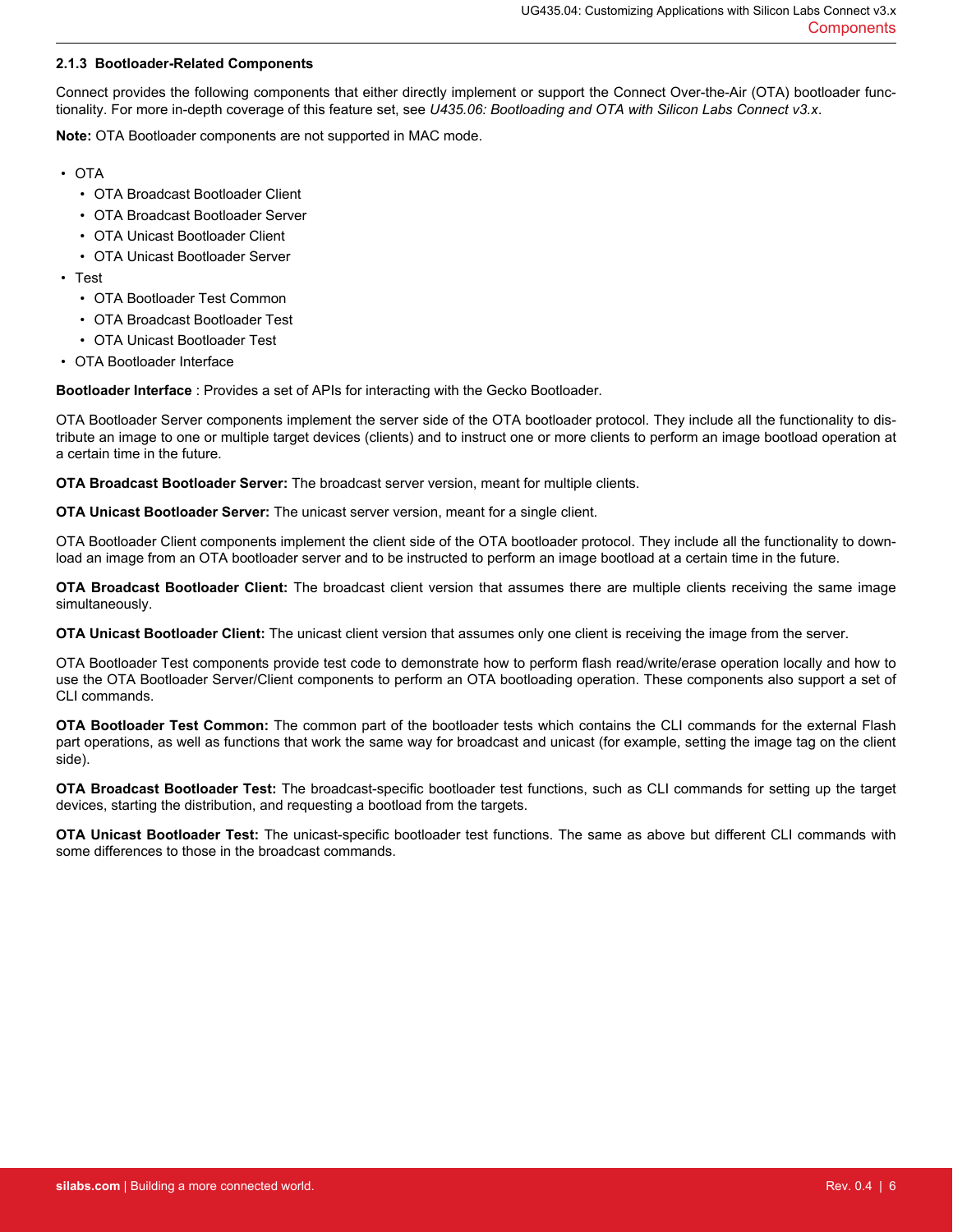### 2.1.3 Bootloader-Related Components

Connect provides the following components that either directly implement or support the Connect Over-the-Air (OTA) bootloader functionality. For more in-depth coverage of this feature set, see *U435.06: Bootloading and OTA with Silicon Labs Connect v3.x*.

**Note:** OTA Bootloader components are not supported in MAC mode.

- OTA
  - OTA Broadcast Bootloader Client
  - OTA Broadcast Bootloader Server
  - OTA Unicast Bootloader Client
  - OTA Unicast Bootloader Server
- Test
  - OTA Bootloader Test Common
  - OTA Broadcast Bootloader Test
  - OTA Unicast Bootloader Test
- OTA Bootloader Interface

**Bootloader Interface** : Provides a set of APIs for interacting with the Gecko Bootloader.

OTA Bootloader Server components implement the server side of the OTA bootloader protocol. They include all the functionality to distribute an image to one or multiple target devices (clients) and to instruct one or more clients to perform an image bootload operation at a certain time in the future.

**OTA Broadcast Bootloader Server:** The broadcast server version, meant for multiple clients.

**OTA Unicast Bootloader Server:** The unicast server version, meant for a single client.

OTA Bootloader Client components implement the client side of the OTA bootloader protocol. They include all the functionality to download an image from an OTA bootloader server and to be instructed to perform an image bootload at a certain time in the future.

**OTA Broadcast Bootloader Client:** The broadcast client version that assumes there are multiple clients receiving the same image simultaneously.

**OTA Unicast Bootloader Client:** The unicast client version that assumes only one client is receiving the image from the server.

OTA Bootloader Test components provide test code to demonstrate how to perform flash read/write/erase operation locally and how to use the OTA Bootloader Server/Client components to perform an OTA bootloading operation. These components also support a set of CLI commands.

**OTA Bootloader Test Common:** The common part of the bootloader tests which contains the CLI commands for the external Flash part operations, as well as functions that work the same way for broadcast and unicast (for example, setting the image tag on the client side).

**OTA Broadcast Bootloader Test:** The broadcast-specific bootloader test functions, such as CLI commands for setting up the target devices, starting the distribution, and requesting a bootload from the targets.

**OTA Unicast Bootloader Test:** The unicast-specific bootloader test functions. The same as above but different CLI commands with some differences to those in the broadcast commands.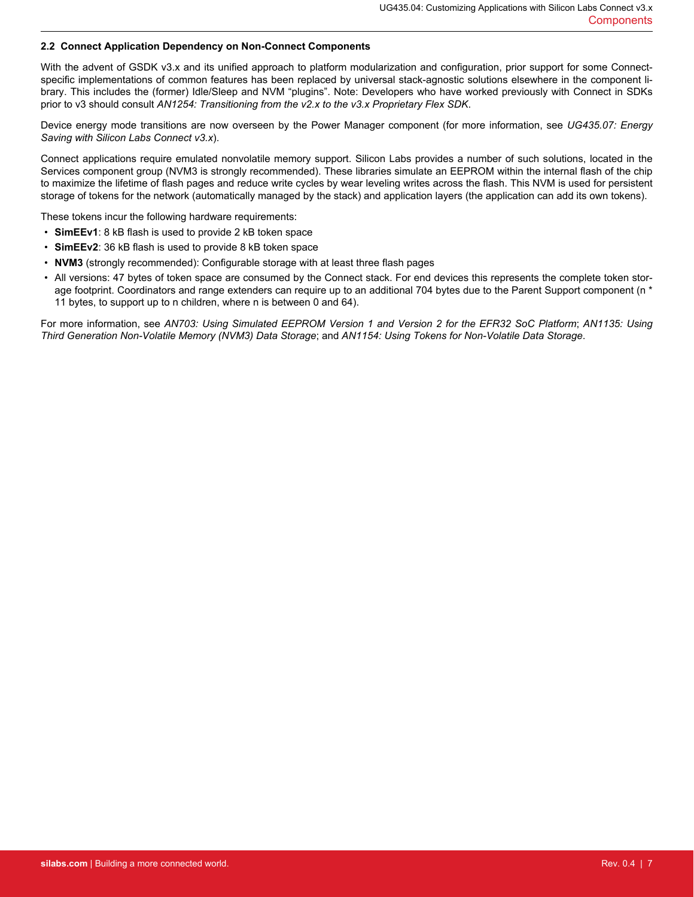## 2.2 Connect Application Dependency on Non-Connect Components

With the advent of GSDK v3.x and its unified approach to platform modularization and configuration, prior support for some Connect-specific implementations of common features has been replaced by universal stack-agnostic solutions elsewhere in the component library. This includes the (former) Idle/Sleep and NVM "plugins". Note: Developers who have worked previously with Connect in SDKs prior to v3 should consult *AN1254: Transitioning from the v2.x to the v3.x Proprietary Flex SDK*.

Device energy mode transitions are now overseen by the Power Manager component (for more information, see *UG435.07: Energy Saving with Silicon Labs Connect v3.x*).

Connect applications require emulated nonvolatile memory support. Silicon Labs provides a number of such solutions, located in the Services component group (NVM3 is strongly recommended). These libraries simulate an EEPROM within the internal flash of the chip to maximize the lifetime of flash pages and reduce write cycles by wear leveling writes across the flash. This NVM is used for persistent storage of tokens for the network (automatically managed by the stack) and application layers (the application can add its own tokens).

These tokens incur the following hardware requirements:

- **SimEEv1**: 8 kB flash is used to provide 2 kB token space
- **SimEEv2**: 36 kB flash is used to provide 8 kB token space
- **NVM3** (strongly recommended): Configurable storage with at least three flash pages
- All versions: 47 bytes of token space are consumed by the Connect stack. For end devices this represents the complete token storage footprint. Coordinators and range extenders can require up to an additional 704 bytes due to the Parent Support component (n * 11 bytes, to support up to n children, where n is between 0 and 64).

For more information, see *AN703: Using Simulated EEPROM Version 1 and Version 2 for the EFR32 SoC Platform*; *AN1135: Using Third Generation Non-Volatile Memory (NVM3) Data Storage*; and *AN1154: Using Tokens for Non-Volatile Data Storage*.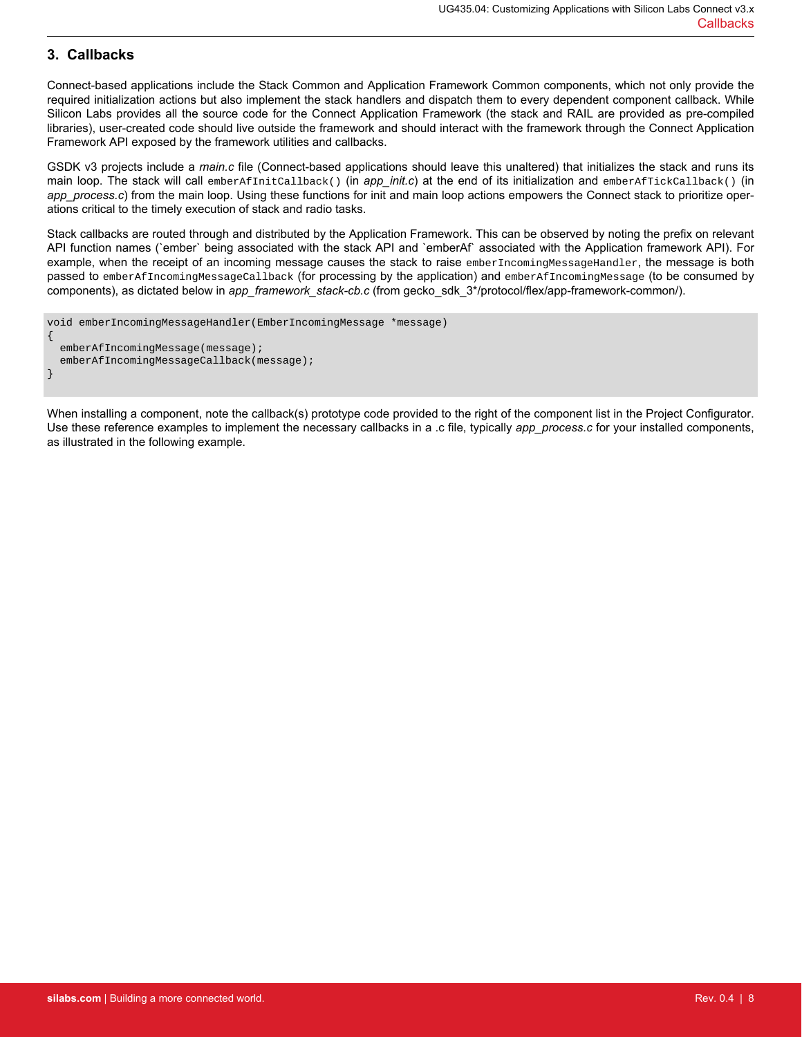## 3. Callbacks

Connect-based applications include the Stack Common and Application Framework Common components, which not only provide the required initialization actions but also implement the stack handlers and dispatch them to every dependent component callback. While Silicon Labs provides all the source code for the Connect Application Framework (the stack and RAIL are provided as pre-compiled libraries), user-created code should live outside the framework and should interact with the framework through the Connect Application Framework API exposed by the framework utilities and callbacks.

GSDK v3 projects include a *main.c* file (Connect-based applications should leave this unaltered) that initializes the stack and runs its main loop. The stack will call `emberAfInitCallback()` (in *app_init.c*) at the end of its initialization and `emberAfTickCallback()` (in *app_process.c*) from the main loop. Using these functions for init and main loop actions empowers the Connect stack to prioritize operations critical to the timely execution of stack and radio tasks.

Stack callbacks are routed through and distributed by the Application Framework. This can be observed by noting the prefix on relevant API function names (`ember` being associated with the stack API and `emberAf` associated with the Application framework API). For example, when the receipt of an incoming message causes the stack to raise `emberIncomingMessageHandler`, the message is both passed to `emberAfIncomingMessageCallback` (for processing by the application) and `emberAfIncomingMessage` (to be consumed by components), as dictated below in *app_framework_stack-cb.c* (from gecko_sdk_3*/protocol/flex/app-framework-common/).

```
void emberIncomingMessageHandler(EmberIncomingMessage *message)
{
  emberAfIncomingMessage(message);
  emberAfIncomingMessageCallback(message);
}
```

When installing a component, note the callback(s) prototype code provided to the right of the component list in the Project Configurator. Use these reference examples to implement the necessary callbacks in a .c file, typically *app_process.c* for your installed components, as illustrated in the following example.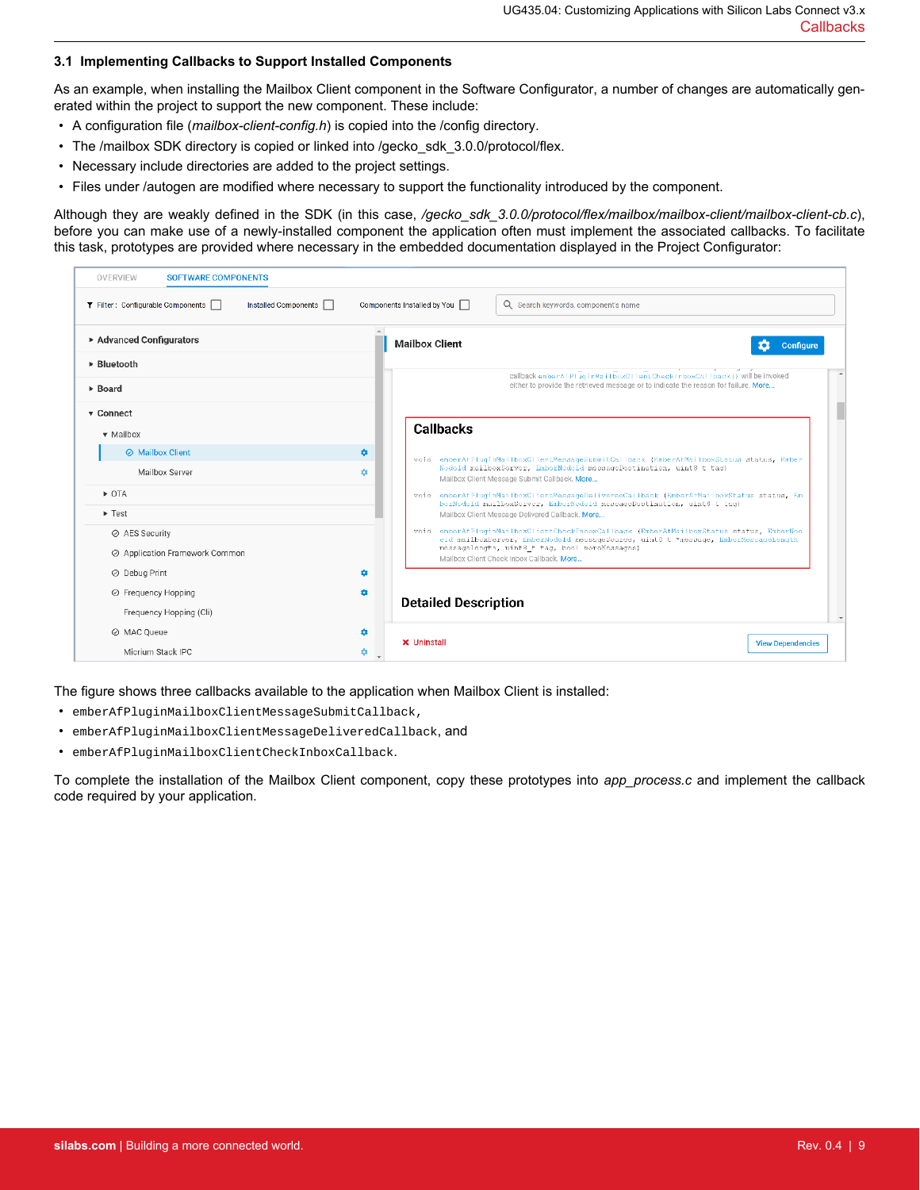### 3.1 Implementing Callbacks to Support Installed Components

As an example, when installing the Mailbox Client component in the Software Configurator, a number of changes are automatically generated within the project to support the new component. These include:

- A configuration file (*mailbox-client-config.h*) is copied into the /config directory.
- The /mailbox SDK directory is copied or linked into /gecko_sdk_3.0.0/protocol/flex.
- Necessary include directories are added to the project settings.
- Files under /autogen are modified where necessary to support the functionality introduced by the component.

Although they are weakly defined in the SDK (in this case, */gecko_sdk_3.0.0/protocol/flex/mailbox/mailbox-client/mailbox-client-cb.c*), before you can make use of a newly-installed component the application often must implement the associated callbacks. To facilitate this task, prototypes are provided where necessary in the embedded documentation displayed in the Project Configurator:

The figure shows three callbacks available to the application when Mailbox Client is installed:

- `emberAfPluginMailboxClientMessageSubmitCallback`,
- `emberAfPluginMailboxClientMessageDeliveredCallback`, and
- `emberAfPluginMailboxClientCheckInboxCallback`.

To complete the installation of the Mailbox Client component, copy these prototypes into *app_process.c* and implement the callback code required by your application.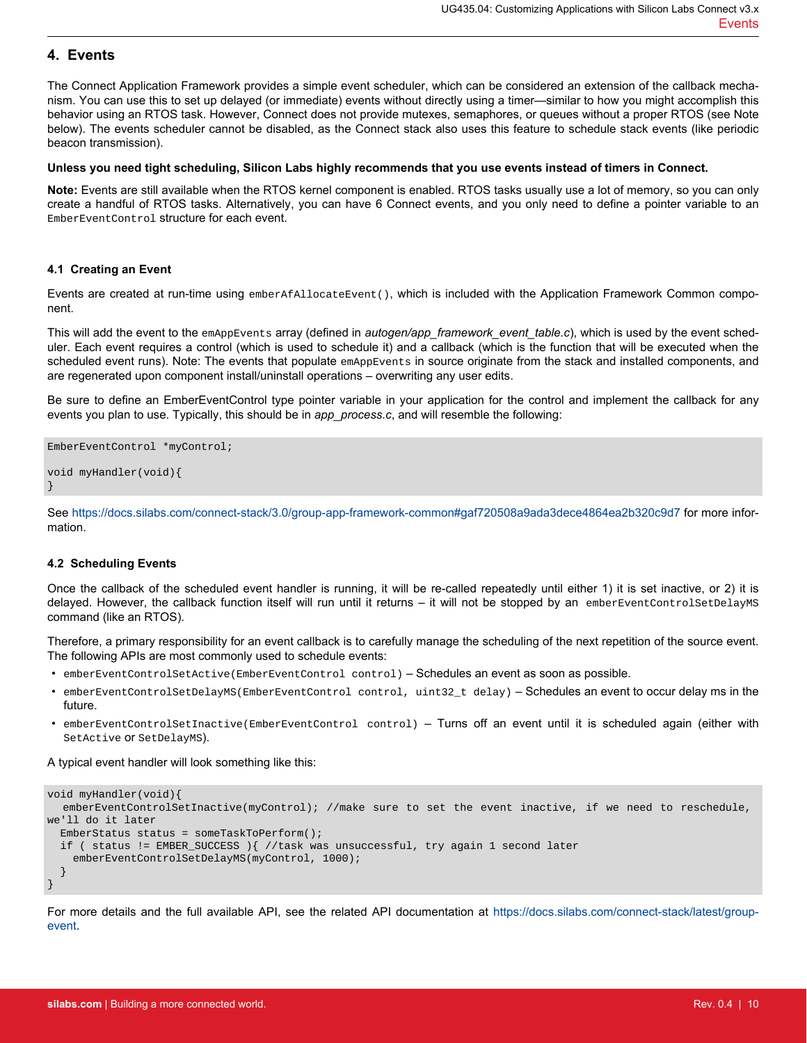# 4. Events

The Connect Application Framework provides a simple event scheduler, which can be considered an extension of the callback mechanism. You can use this to set up delayed (or immediate) events without directly using a timer—similar to how you might accomplish this behavior using an RTOS task. However, Connect does not provide mutexes, semaphores, or queues without a proper RTOS (see Note below). The events scheduler cannot be disabled, as the Connect stack also uses this feature to schedule stack events (like periodic beacon transmission).

**Unless you need tight scheduling, Silicon Labs highly recommends that you use events instead of timers in Connect.**

**Note:** Events are still available when the RTOS kernel component is enabled. RTOS tasks usually use a lot of memory, so you can only create a handful of RTOS tasks. Alternatively, you can have 6 Connect events, and you only need to define a pointer variable to an `EmberEventControl` structure for each event.

## 4.1 Creating an Event

Events are created at run-time using `emberAfAllocateEvent()`, which is included with the Application Framework Common component.

This will add the event to the `emAppEvents` array (defined in *autogen/app_framework_event_table.c*), which is used by the event scheduler. Each event requires a control (which is used to schedule it) and a callback (which is the function that will be executed when the scheduled event runs). Note: The events that populate `emAppEvents` in source originate from the stack and installed components, and are regenerated upon component install/uninstall operations – overwriting any user edits.

Be sure to define an EmberEventControl type pointer variable in your application for the control and implement the callback for any events you plan to use. Typically, this should be in *app_process.c*, and will resemble the following:

```
EmberEventControl *myControl;

void myHandler(void){
}
```

See https://docs.silabs.com/connect-stack/3.0/group-app-framework-common#gaf720508a9ada3dece4864ea2b320c9d7 for more information.

## 4.2 Scheduling Events

Once the callback of the scheduled event handler is running, it will be re-called repeatedly until either 1) it is set inactive, or 2) it is delayed. However, the callback function itself will run until it returns – it will not be stopped by an `emberEventControlSetDelayMS` command (like an RTOS).

Therefore, a primary responsibility for an event callback is to carefully manage the scheduling of the next repetition of the source event. The following APIs are most commonly used to schedule events:

- `emberEventControlSetActive(EmberEventControl control)` – Schedules an event as soon as possible.
- `emberEventControlSetDelayMS(EmberEventControl control, uint32_t delay)` – Schedules an event to occur delay ms in the future.
- `emberEventControlSetInactive(EmberEventControl control)` – Turns off an event until it is scheduled again (either with `SetActive` or `SetDelayMS`).

A typical event handler will look something like this:

```
void myHandler(void){
   emberEventControlSetInactive(myControl); //make sure to set the event inactive, if we need to reschedule,
we'll do it later
  EmberStatus status = someTaskToPerform();
  if ( status != EMBER_SUCCESS ){ //task was unsuccessful, try again 1 second later
    emberEventControlSetDelayMS(myControl, 1000);
  }
}
```

For more details and the full available API, see the related API documentation at https://docs.silabs.com/connect-stack/latest/group-event.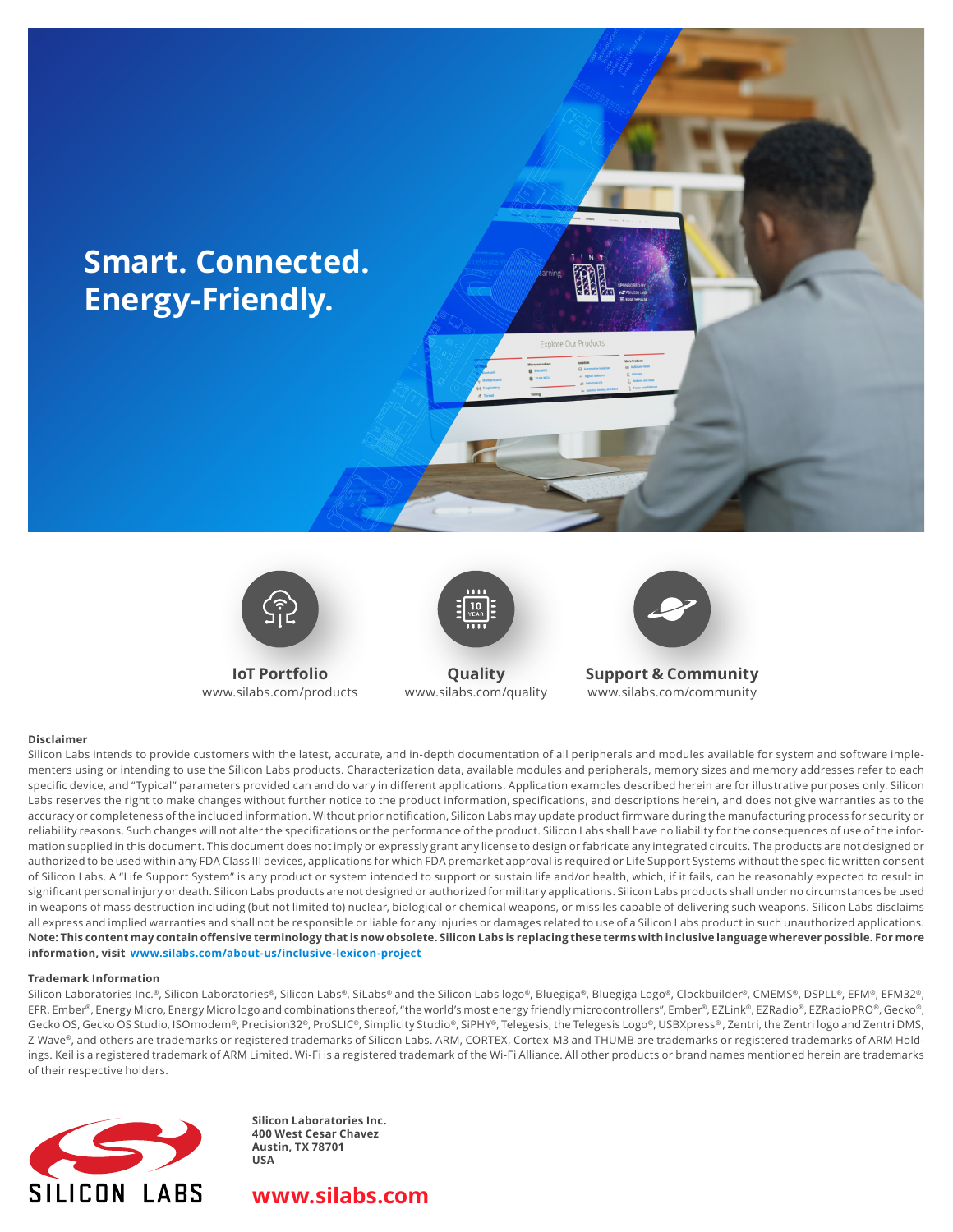# Smart. Connected. Energy-Friendly.

**IoT Portfolio**
www.silabs.com/products

**Quality**
www.silabs.com/quality

**Support & Community**
www.silabs.com/community

**Disclaimer**

Silicon Labs intends to provide customers with the latest, accurate, and in-depth documentation of all peripherals and modules available for system and software implementers using or intending to use the Silicon Labs products. Characterization data, available modules and peripherals, memory sizes and memory addresses refer to each specific device, and "Typical" parameters provided can and do vary in different applications. Application examples described herein are for illustrative purposes only. Silicon Labs reserves the right to make changes without further notice to the product information, specifications, and descriptions herein, and does not give warranties as to the accuracy or completeness of the included information. Without prior notification, Silicon Labs may update product firmware during the manufacturing process for security or reliability reasons. Such changes will not alter the specifications or the performance of the product. Silicon Labs shall have no liability for the consequences of use of the information supplied in this document. This document does not imply or expressly grant any license to design or fabricate any integrated circuits. The products are not designed or authorized to be used within any FDA Class III devices, applications for which FDA premarket approval is required or Life Support Systems without the specific written consent of Silicon Labs. A "Life Support System" is any product or system intended to support or sustain life and/or health, which, if it fails, can be reasonably expected to result in significant personal injury or death. Silicon Labs products are not designed or authorized for military applications. Silicon Labs products shall under no circumstances be used in weapons of mass destruction including (but not limited to) nuclear, biological or chemical weapons, or missiles capable of delivering such weapons. Silicon Labs disclaims all express and implied warranties and shall not be responsible or liable for any injuries or damages related to use of a Silicon Labs product in such unauthorized applications. **Note: This content may contain offensive terminology that is now obsolete. Silicon Labs is replacing these terms with inclusive language wherever possible. For more information, visit www.silabs.com/about-us/inclusive-lexicon-project**

**Trademark Information**

Silicon Laboratories Inc.®, Silicon Laboratories®, Silicon Labs®, SiLabs® and the Silicon Labs logo®, Bluegiga®, Bluegiga Logo®, Clockbuilder®, CMEMS®, DSPLL®, EFM®, EFM32®, EFR, Ember®, Energy Micro, Energy Micro logo and combinations thereof, "the world's most energy friendly microcontrollers", Ember®, EZLink®, EZRadio®, EZRadioPRO®, Gecko®, Gecko OS, Gecko OS Studio, ISOmodem®, Precision32®, ProSLIC®, Simplicity Studio®, SiPHY®, Telegesis, the Telegesis Logo®, USBXpress®, Zentri, the Zentri logo and Zentri DMS, Z-Wave®, and others are trademarks or registered trademarks of Silicon Labs. ARM, CORTEX, Cortex-M3 and THUMB are trademarks or registered trademarks of ARM Holdings. Keil is a registered trademark of ARM Limited. Wi-Fi is a registered trademark of the Wi-Fi Alliance. All other products or brand names mentioned herein are trademarks of their respective holders.

SILICON LABS

**Silicon Laboratories Inc.**
**400 West Cesar Chavez**
**Austin, TX 78701**
**USA**

**www.silabs.com**